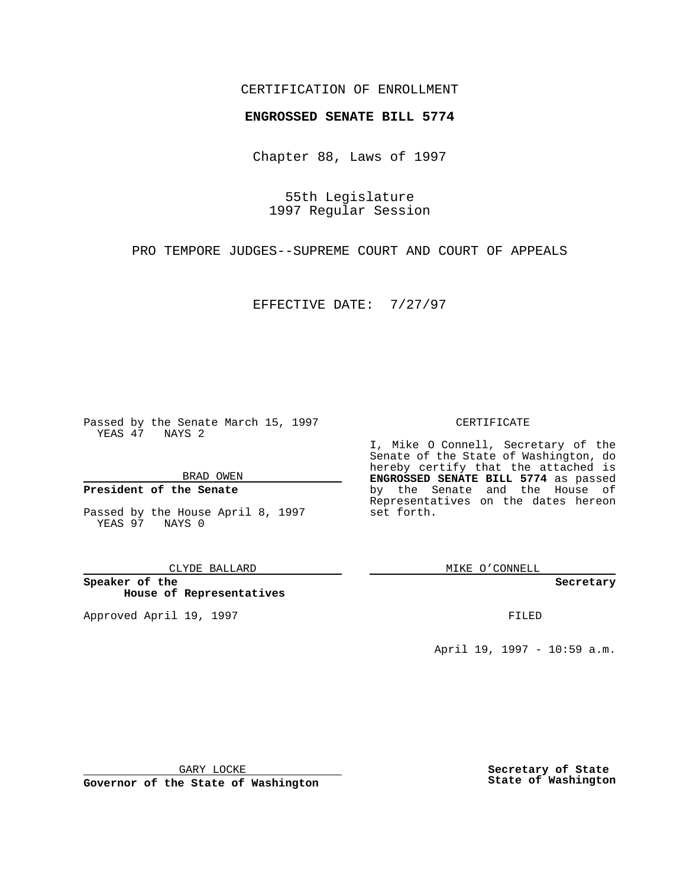CERTIFICATION OF ENROLLMENT

**ENGROSSED SENATE BILL 5774**

Chapter 88, Laws of 1997

55th Legislature
1997 Regular Session

PRO TEMPORE JUDGES--SUPREME COURT AND COURT OF APPEALS

EFFECTIVE DATE: 7/27/97

Passed by the Senate March 15, 1997
YEAS 47 NAYS 2

BRAD OWEN

**President of the Senate**

Passed by the House April 8, 1997
YEAS 97 NAYS 0

CLYDE BALLARD

**Speaker of the House of Representatives**

Approved April 19, 1997

GARY LOCKE

**Governor of the State of Washington**

CERTIFICATE

I, Mike O Connell, Secretary of the Senate of the State of Washington, do hereby certify that the attached is **ENGROSSED SENATE BILL 5774** as passed by the Senate and the House of Representatives on the dates hereon set forth.

MIKE O'CONNELL

**Secretary**

FILED

April 19, 1997 - 10:59 a.m.

**Secretary of State**
**State of Washington**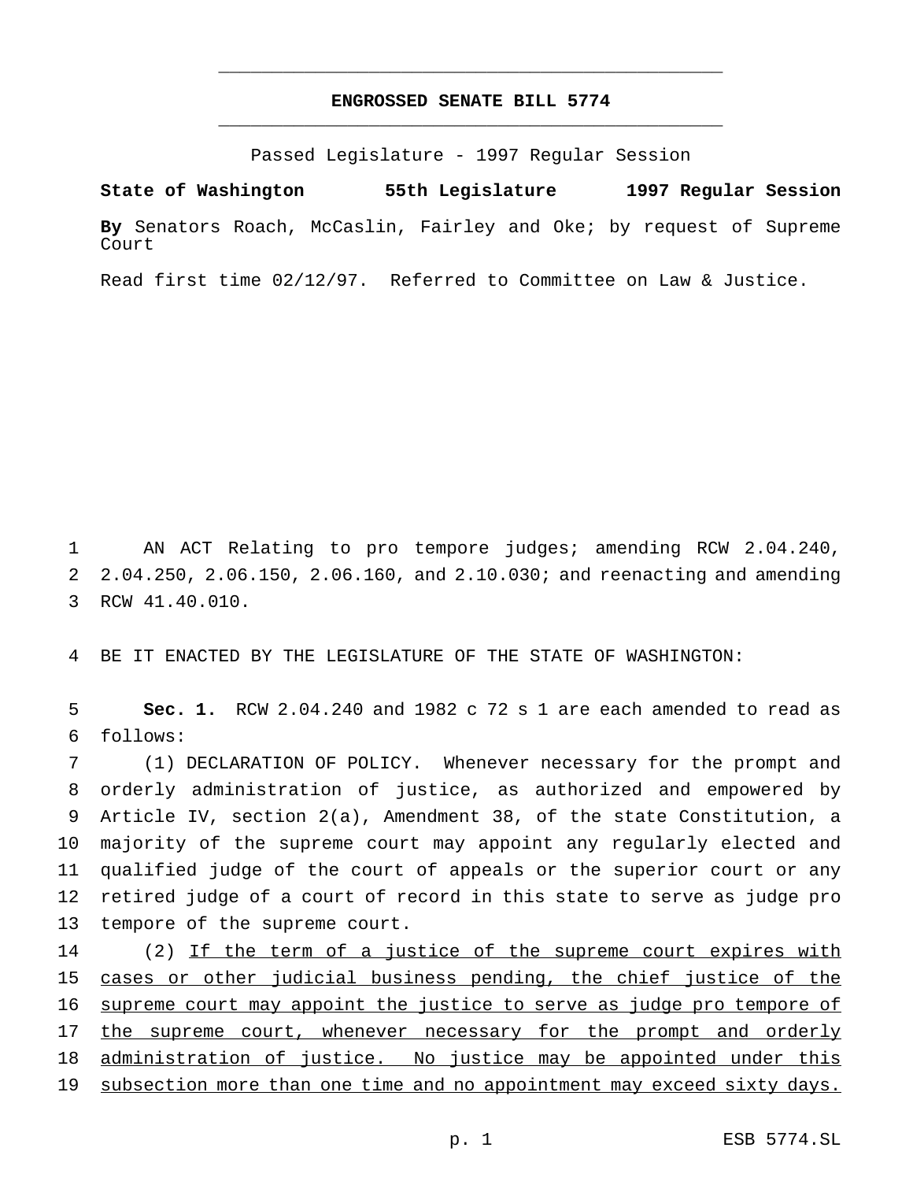# ENGROSSED SENATE BILL 5774

Passed Legislature - 1997 Regular Session

**State of Washington 55th Legislature 1997 Regular Session**

**By** Senators Roach, McCaslin, Fairley and Oke; by request of Supreme Court

Read first time 02/12/97. Referred to Committee on Law & Justice.

1 AN ACT Relating to pro tempore judges; amending RCW 2.04.240,
2 2.04.250, 2.06.150, 2.06.160, and 2.10.030; and reenacting and amending
3 RCW 41.40.010.

4 BE IT ENACTED BY THE LEGISLATURE OF THE STATE OF WASHINGTON:

5 **Sec. 1.** RCW 2.04.240 and 1982 c 72 s 1 are each amended to read as
6 follows:

7 (1) DECLARATION OF POLICY. Whenever necessary for the prompt and
8 orderly administration of justice, as authorized and empowered by
9 Article IV, section 2(a), Amendment 38, of the state Constitution, a
10 majority of the supreme court may appoint any regularly elected and
11 qualified judge of the court of appeals or the superior court or any
12 retired judge of a court of record in this state to serve as judge pro
13 tempore of the supreme court.

14 (2) <u>If the term of a justice of the supreme court expires with</u>
15 <u>cases or other judicial business pending, the chief justice of the</u>
16 <u>supreme court may appoint the justice to serve as judge pro tempore of</u>
17 <u>the supreme court, whenever necessary for the prompt and orderly</u>
18 <u>administration of justice. No justice may be appointed under this</u>
19 <u>subsection more than one time and no appointment may exceed sixty days.</u>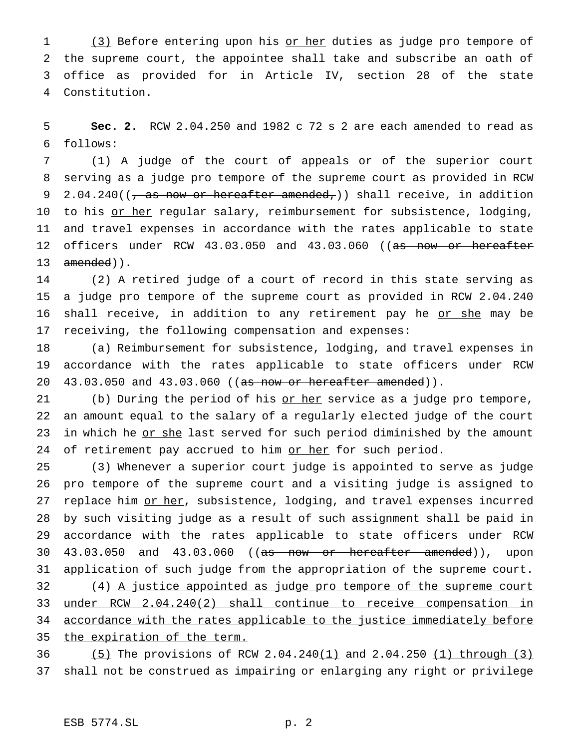(3) Before entering upon his or her duties as judge pro tempore of the supreme court, the appointee shall take and subscribe an oath of office as provided for in Article IV, section 28 of the state Constitution.

**Sec. 2.** RCW 2.04.250 and 1982 c 72 s 2 are each amended to read as follows:

(1) A judge of the court of appeals or of the superior court serving as a judge pro tempore of the supreme court as provided in RCW 2.04.240((, as now or hereafter amended,)) shall receive, in addition to his or her regular salary, reimbursement for subsistence, lodging, and travel expenses in accordance with the rates applicable to state officers under RCW 43.03.050 and 43.03.060 ((as now or hereafter amended)).

(2) A retired judge of a court of record in this state serving as a judge pro tempore of the supreme court as provided in RCW 2.04.240 shall receive, in addition to any retirement pay he or she may be receiving, the following compensation and expenses:

(a) Reimbursement for subsistence, lodging, and travel expenses in accordance with the rates applicable to state officers under RCW 43.03.050 and 43.03.060 ((as now or hereafter amended)).

(b) During the period of his or her service as a judge pro tempore, an amount equal to the salary of a regularly elected judge of the court in which he or she last served for such period diminished by the amount of retirement pay accrued to him or her for such period.

(3) Whenever a superior court judge is appointed to serve as judge pro tempore of the supreme court and a visiting judge is assigned to replace him or her, subsistence, lodging, and travel expenses incurred by such visiting judge as a result of such assignment shall be paid in accordance with the rates applicable to state officers under RCW 43.03.050 and 43.03.060 ((as now or hereafter amended)), upon application of such judge from the appropriation of the supreme court.

(4) A justice appointed as judge pro tempore of the supreme court under RCW 2.04.240(2) shall continue to receive compensation in accordance with the rates applicable to the justice immediately before the expiration of the term.

(5) The provisions of RCW 2.04.240(1) and 2.04.250 (1) through (3) shall not be construed as impairing or enlarging any right or privilege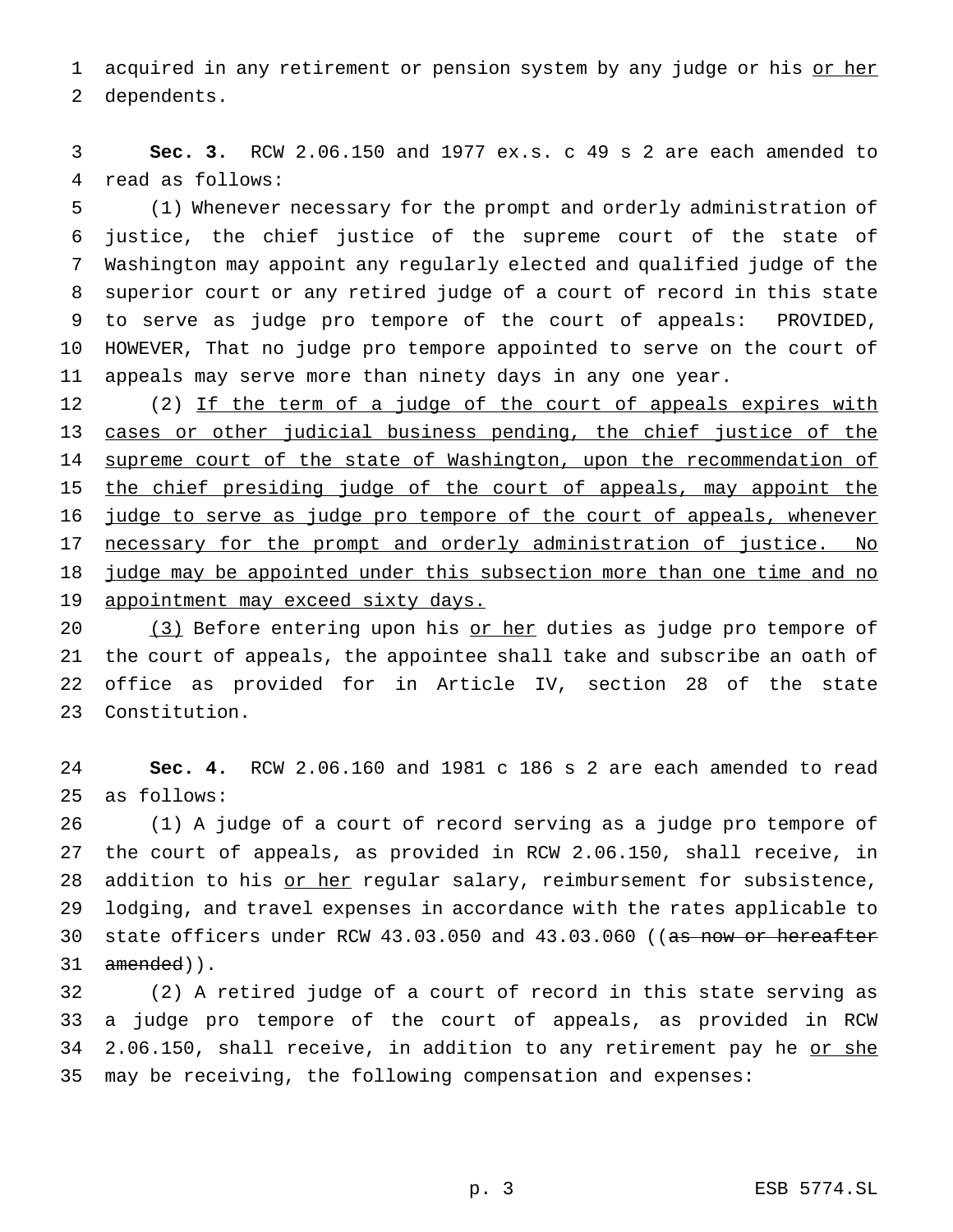acquired in any retirement or pension system by any judge or his <u>or her</u> dependents.

**Sec. 3.** RCW 2.06.150 and 1977 ex.s. c 49 s 2 are each amended to read as follows:

(1) Whenever necessary for the prompt and orderly administration of justice, the chief justice of the supreme court of the state of Washington may appoint any regularly elected and qualified judge of the superior court or any retired judge of a court of record in this state to serve as judge pro tempore of the court of appeals: PROVIDED, HOWEVER, That no judge pro tempore appointed to serve on the court of appeals may serve more than ninety days in any one year.

(2) <u>If the term of a judge of the court of appeals expires with cases or other judicial business pending, the chief justice of the supreme court of the state of Washington, upon the recommendation of the chief presiding judge of the court of appeals, may appoint the judge to serve as judge pro tempore of the court of appeals, whenever necessary for the prompt and orderly administration of justice. No judge may be appointed under this subsection more than one time and no appointment may exceed sixty days.</u>

<u>(3)</u> Before entering upon his <u>or her</u> duties as judge pro tempore of the court of appeals, the appointee shall take and subscribe an oath of office as provided for in Article IV, section 28 of the state Constitution.

**Sec. 4.** RCW 2.06.160 and 1981 c 186 s 2 are each amended to read as follows:

(1) A judge of a court of record serving as a judge pro tempore of the court of appeals, as provided in RCW 2.06.150, shall receive, in addition to his <u>or her</u> regular salary, reimbursement for subsistence, lodging, and travel expenses in accordance with the rates applicable to state officers under RCW 43.03.050 and 43.03.060 ((~~as now or hereafter amended~~)).

(2) A retired judge of a court of record in this state serving as a judge pro tempore of the court of appeals, as provided in RCW 2.06.150, shall receive, in addition to any retirement pay he <u>or she</u> may be receiving, the following compensation and expenses: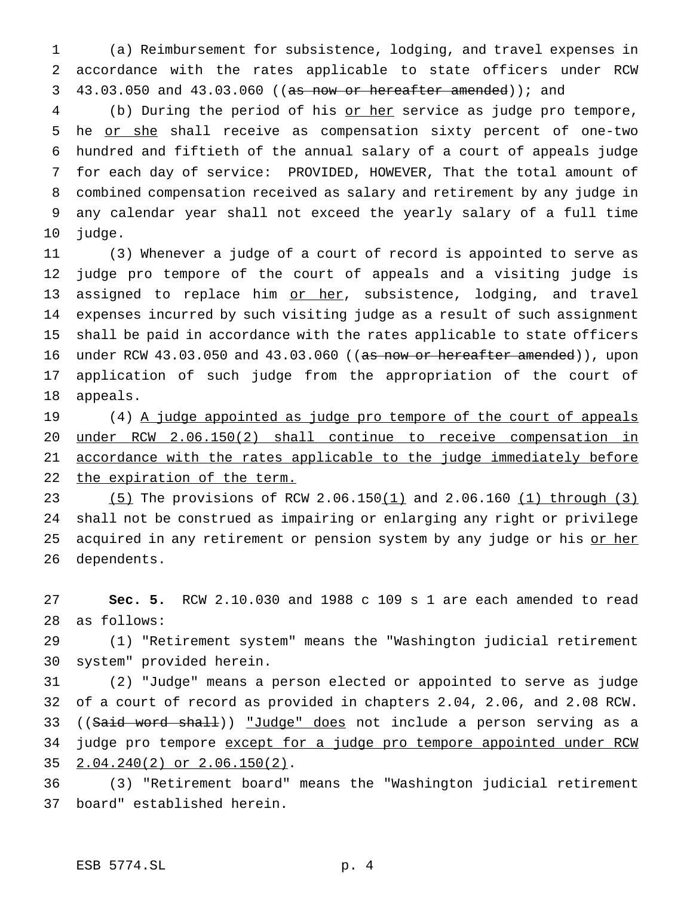(a) Reimbursement for subsistence, lodging, and travel expenses in accordance with the rates applicable to state officers under RCW 43.03.050 and 43.03.060 ((~~as now or hereafter amended~~)); and

(b) During the period of his <u>or her</u> service as judge pro tempore, he <u>or she</u> shall receive as compensation sixty percent of one-two hundred and fiftieth of the annual salary of a court of appeals judge for each day of service: PROVIDED, HOWEVER, That the total amount of combined compensation received as salary and retirement by any judge in any calendar year shall not exceed the yearly salary of a full time judge.

(3) Whenever a judge of a court of record is appointed to serve as judge pro tempore of the court of appeals and a visiting judge is assigned to replace him <u>or her</u>, subsistence, lodging, and travel expenses incurred by such visiting judge as a result of such assignment shall be paid in accordance with the rates applicable to state officers under RCW 43.03.050 and 43.03.060 ((~~as now or hereafter amended~~)), upon application of such judge from the appropriation of the court of appeals.

(4) <u>A judge appointed as judge pro tempore of the court of appeals under RCW 2.06.150(2) shall continue to receive compensation in accordance with the rates applicable to the judge immediately before the expiration of the term.</u>

<u>(5)</u> The provisions of RCW 2.06.150<u>(1)</u> and 2.06.160 <u>(1) through (3)</u> shall not be construed as impairing or enlarging any right or privilege acquired in any retirement or pension system by any judge or his <u>or her</u> dependents.

**Sec. 5.** RCW 2.10.030 and 1988 c 109 s 1 are each amended to read as follows:

(1) "Retirement system" means the "Washington judicial retirement system" provided herein.

(2) "Judge" means a person elected or appointed to serve as judge of a court of record as provided in chapters 2.04, 2.06, and 2.08 RCW. ((~~Said word shall~~)) <u>"Judge" does</u> not include a person serving as a judge pro tempore <u>except for a judge pro tempore appointed under RCW 2.04.240(2) or 2.06.150(2)</u>.

(3) "Retirement board" means the "Washington judicial retirement board" established herein.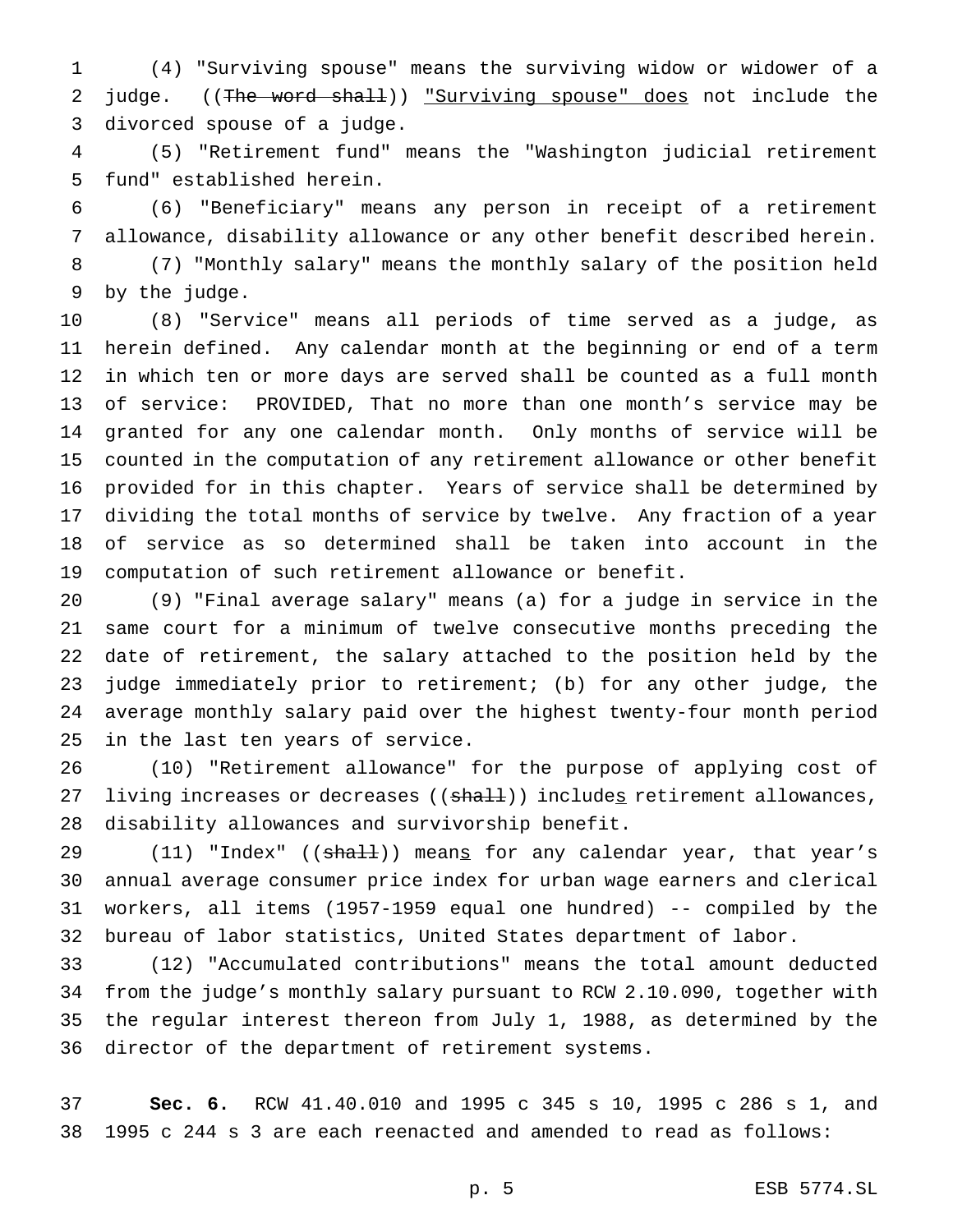(4) "Surviving spouse" means the surviving widow or widower of a judge. ((~~The word shall~~)) "Surviving spouse" does not include the divorced spouse of a judge.

(5) "Retirement fund" means the "Washington judicial retirement fund" established herein.

(6) "Beneficiary" means any person in receipt of a retirement allowance, disability allowance or any other benefit described herein.

(7) "Monthly salary" means the monthly salary of the position held by the judge.

(8) "Service" means all periods of time served as a judge, as herein defined. Any calendar month at the beginning or end of a term in which ten or more days are served shall be counted as a full month of service: PROVIDED, That no more than one month's service may be granted for any one calendar month. Only months of service will be counted in the computation of any retirement allowance or other benefit provided for in this chapter. Years of service shall be determined by dividing the total months of service by twelve. Any fraction of a year of service as so determined shall be taken into account in the computation of such retirement allowance or benefit.

(9) "Final average salary" means (a) for a judge in service in the same court for a minimum of twelve consecutive months preceding the date of retirement, the salary attached to the position held by the judge immediately prior to retirement; (b) for any other judge, the average monthly salary paid over the highest twenty-four month period in the last ten years of service.

(10) "Retirement allowance" for the purpose of applying cost of living increases or decreases ((~~shall~~)) includes retirement allowances, disability allowances and survivorship benefit.

(11) "Index" ((~~shall~~)) means for any calendar year, that year's annual average consumer price index for urban wage earners and clerical workers, all items (1957-1959 equal one hundred) -- compiled by the bureau of labor statistics, United States department of labor.

(12) "Accumulated contributions" means the total amount deducted from the judge's monthly salary pursuant to RCW 2.10.090, together with the regular interest thereon from July 1, 1988, as determined by the director of the department of retirement systems.

**Sec. 6.** RCW 41.40.010 and 1995 c 345 s 10, 1995 c 286 s 1, and 1995 c 244 s 3 are each reenacted and amended to read as follows: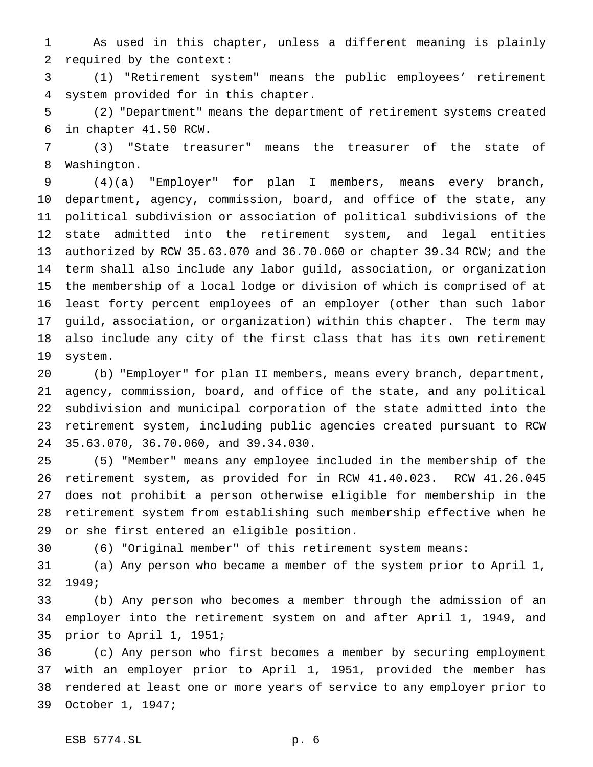As used in this chapter, unless a different meaning is plainly required by the context:

(1) "Retirement system" means the public employees' retirement system provided for in this chapter.

(2) "Department" means the department of retirement systems created in chapter 41.50 RCW.

(3) "State treasurer" means the treasurer of the state of Washington.

(4)(a) "Employer" for plan I members, means every branch, department, agency, commission, board, and office of the state, any political subdivision or association of political subdivisions of the state admitted into the retirement system, and legal entities authorized by RCW 35.63.070 and 36.70.060 or chapter 39.34 RCW; and the term shall also include any labor guild, association, or organization the membership of a local lodge or division of which is comprised of at least forty percent employees of an employer (other than such labor guild, association, or organization) within this chapter. The term may also include any city of the first class that has its own retirement system.

(b) "Employer" for plan II members, means every branch, department, agency, commission, board, and office of the state, and any political subdivision and municipal corporation of the state admitted into the retirement system, including public agencies created pursuant to RCW 35.63.070, 36.70.060, and 39.34.030.

(5) "Member" means any employee included in the membership of the retirement system, as provided for in RCW 41.40.023. RCW 41.26.045 does not prohibit a person otherwise eligible for membership in the retirement system from establishing such membership effective when he or she first entered an eligible position.

(6) "Original member" of this retirement system means:

(a) Any person who became a member of the system prior to April 1, 1949;

(b) Any person who becomes a member through the admission of an employer into the retirement system on and after April 1, 1949, and prior to April 1, 1951;

(c) Any person who first becomes a member by securing employment with an employer prior to April 1, 1951, provided the member has rendered at least one or more years of service to any employer prior to October 1, 1947;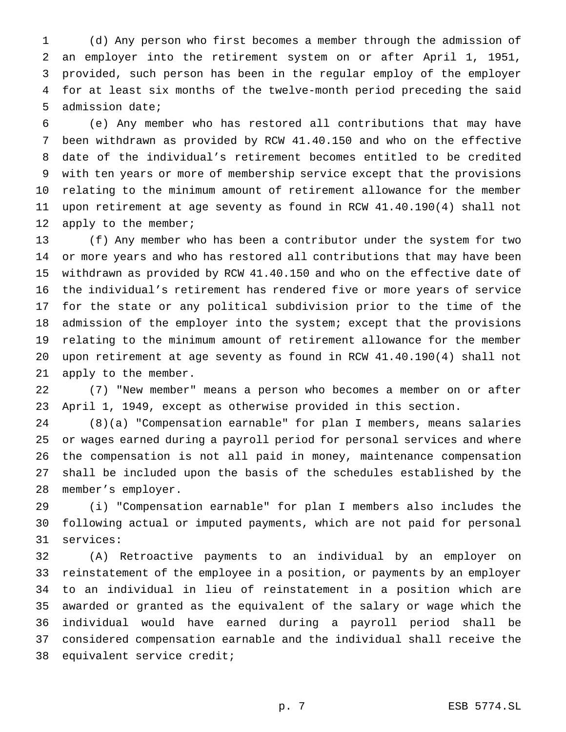(d) Any person who first becomes a member through the admission of an employer into the retirement system on or after April 1, 1951, provided, such person has been in the regular employ of the employer for at least six months of the twelve-month period preceding the said admission date;

(e) Any member who has restored all contributions that may have been withdrawn as provided by RCW 41.40.150 and who on the effective date of the individual's retirement becomes entitled to be credited with ten years or more of membership service except that the provisions relating to the minimum amount of retirement allowance for the member upon retirement at age seventy as found in RCW 41.40.190(4) shall not apply to the member;

(f) Any member who has been a contributor under the system for two or more years and who has restored all contributions that may have been withdrawn as provided by RCW 41.40.150 and who on the effective date of the individual's retirement has rendered five or more years of service for the state or any political subdivision prior to the time of the admission of the employer into the system; except that the provisions relating to the minimum amount of retirement allowance for the member upon retirement at age seventy as found in RCW 41.40.190(4) shall not apply to the member.

(7) "New member" means a person who becomes a member on or after April 1, 1949, except as otherwise provided in this section.

(8)(a) "Compensation earnable" for plan I members, means salaries or wages earned during a payroll period for personal services and where the compensation is not all paid in money, maintenance compensation shall be included upon the basis of the schedules established by the member's employer.

(i) "Compensation earnable" for plan I members also includes the following actual or imputed payments, which are not paid for personal services:

(A) Retroactive payments to an individual by an employer on reinstatement of the employee in a position, or payments by an employer to an individual in lieu of reinstatement in a position which are awarded or granted as the equivalent of the salary or wage which the individual would have earned during a payroll period shall be considered compensation earnable and the individual shall receive the equivalent service credit;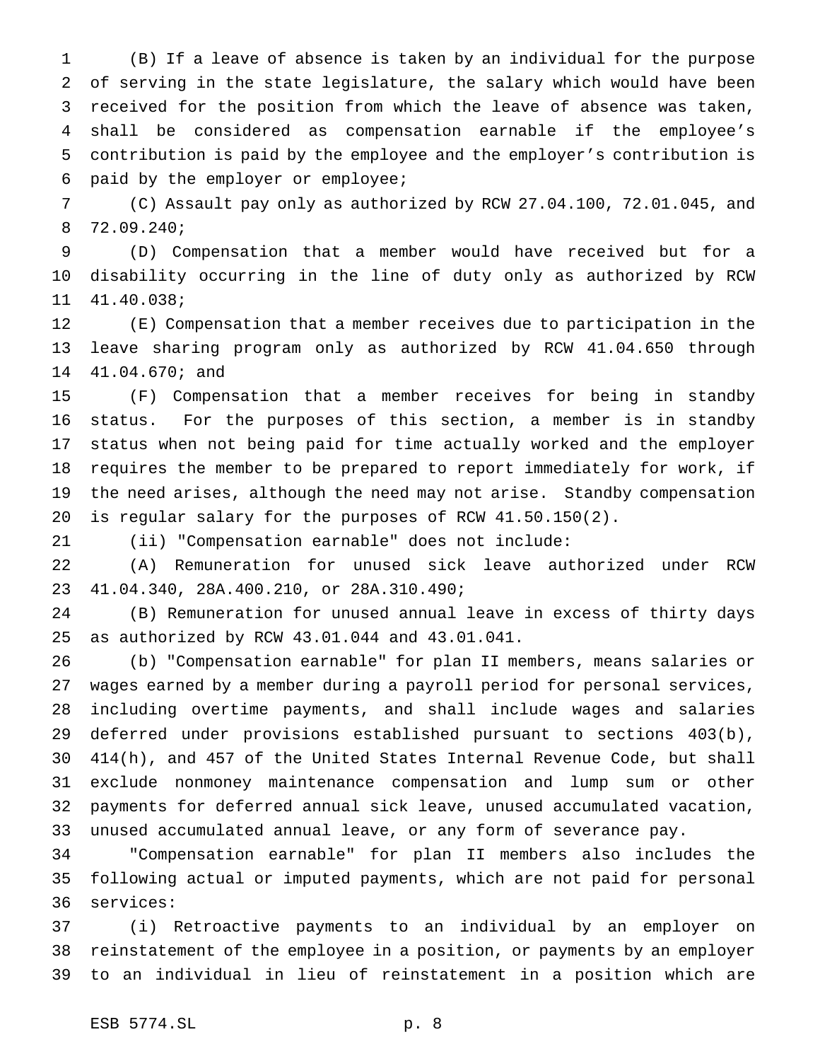(B) If a leave of absence is taken by an individual for the purpose of serving in the state legislature, the salary which would have been received for the position from which the leave of absence was taken, shall be considered as compensation earnable if the employee's contribution is paid by the employee and the employer's contribution is paid by the employer or employee;

(C) Assault pay only as authorized by RCW 27.04.100, 72.01.045, and 72.09.240;

(D) Compensation that a member would have received but for a disability occurring in the line of duty only as authorized by RCW 41.40.038;

(E) Compensation that a member receives due to participation in the leave sharing program only as authorized by RCW 41.04.650 through 41.04.670; and

(F) Compensation that a member receives for being in standby status. For the purposes of this section, a member is in standby status when not being paid for time actually worked and the employer requires the member to be prepared to report immediately for work, if the need arises, although the need may not arise. Standby compensation is regular salary for the purposes of RCW 41.50.150(2).

(ii) "Compensation earnable" does not include:

(A) Remuneration for unused sick leave authorized under RCW 41.04.340, 28A.400.210, or 28A.310.490;

(B) Remuneration for unused annual leave in excess of thirty days as authorized by RCW 43.01.044 and 43.01.041.

(b) "Compensation earnable" for plan II members, means salaries or wages earned by a member during a payroll period for personal services, including overtime payments, and shall include wages and salaries deferred under provisions established pursuant to sections 403(b), 414(h), and 457 of the United States Internal Revenue Code, but shall exclude nonmoney maintenance compensation and lump sum or other payments for deferred annual sick leave, unused accumulated vacation, unused accumulated annual leave, or any form of severance pay.

"Compensation earnable" for plan II members also includes the following actual or imputed payments, which are not paid for personal services:

(i) Retroactive payments to an individual by an employer on reinstatement of the employee in a position, or payments by an employer to an individual in lieu of reinstatement in a position which are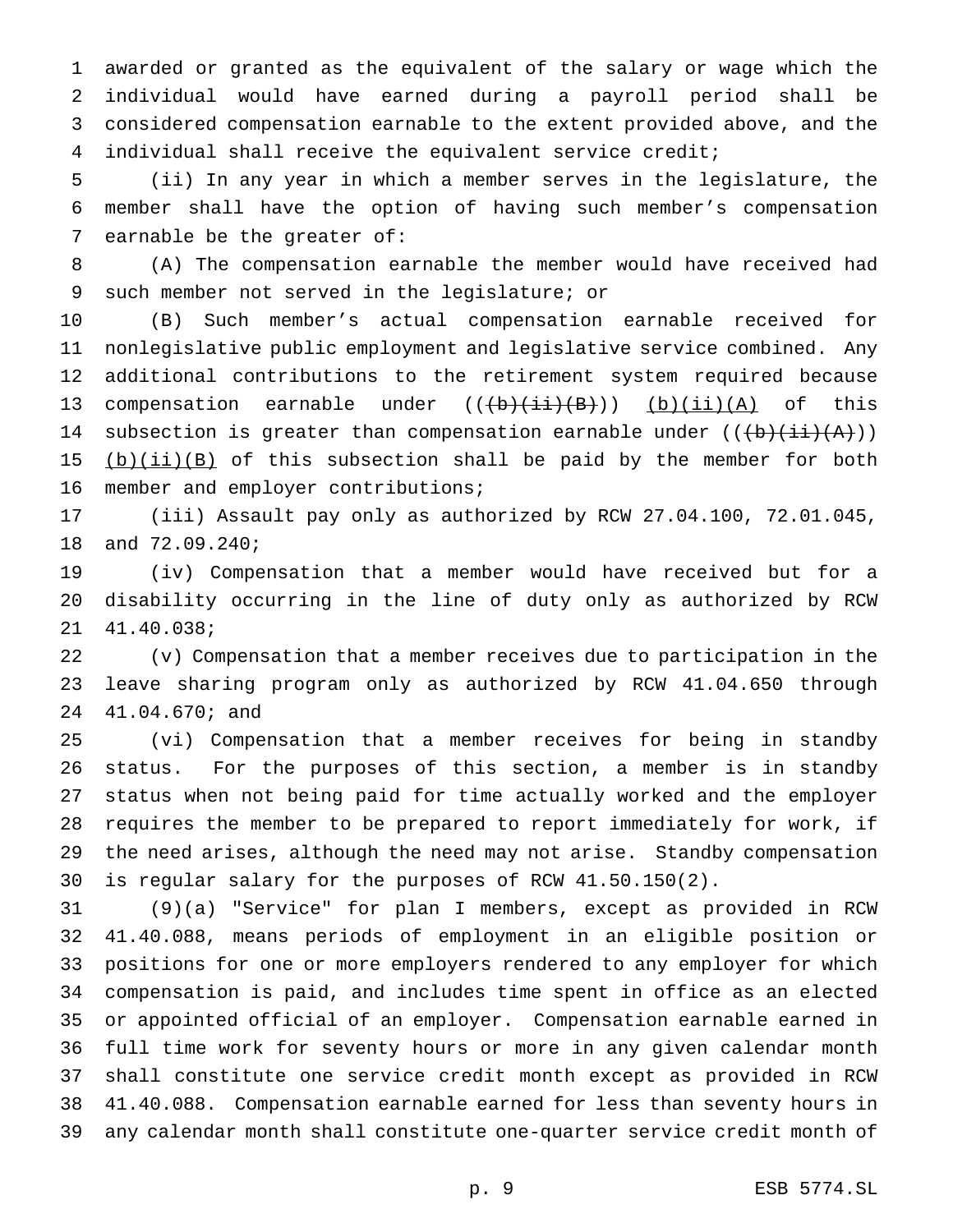awarded or granted as the equivalent of the salary or wage which the individual would have earned during a payroll period shall be considered compensation earnable to the extent provided above, and the individual shall receive the equivalent service credit;

(ii) In any year in which a member serves in the legislature, the member shall have the option of having such member's compensation earnable be the greater of:

(A) The compensation earnable the member would have received had such member not served in the legislature; or

(B) Such member's actual compensation earnable received for nonlegislative public employment and legislative service combined. Any additional contributions to the retirement system required because compensation earnable under ~~((b)(ii)(B))~~ (b)(ii)(A) of this subsection is greater than compensation earnable under ~~((b)(ii)(A))~~ (b)(ii)(B) of this subsection shall be paid by the member for both member and employer contributions;

(iii) Assault pay only as authorized by RCW 27.04.100, 72.01.045, and 72.09.240;

(iv) Compensation that a member would have received but for a disability occurring in the line of duty only as authorized by RCW 41.40.038;

(v) Compensation that a member receives due to participation in the leave sharing program only as authorized by RCW 41.04.650 through 41.04.670; and

(vi) Compensation that a member receives for being in standby status. For the purposes of this section, a member is in standby status when not being paid for time actually worked and the employer requires the member to be prepared to report immediately for work, if the need arises, although the need may not arise. Standby compensation is regular salary for the purposes of RCW 41.50.150(2).

(9)(a) "Service" for plan I members, except as provided in RCW 41.40.088, means periods of employment in an eligible position or positions for one or more employers rendered to any employer for which compensation is paid, and includes time spent in office as an elected or appointed official of an employer. Compensation earnable earned in full time work for seventy hours or more in any given calendar month shall constitute one service credit month except as provided in RCW 41.40.088. Compensation earnable earned for less than seventy hours in any calendar month shall constitute one-quarter service credit month of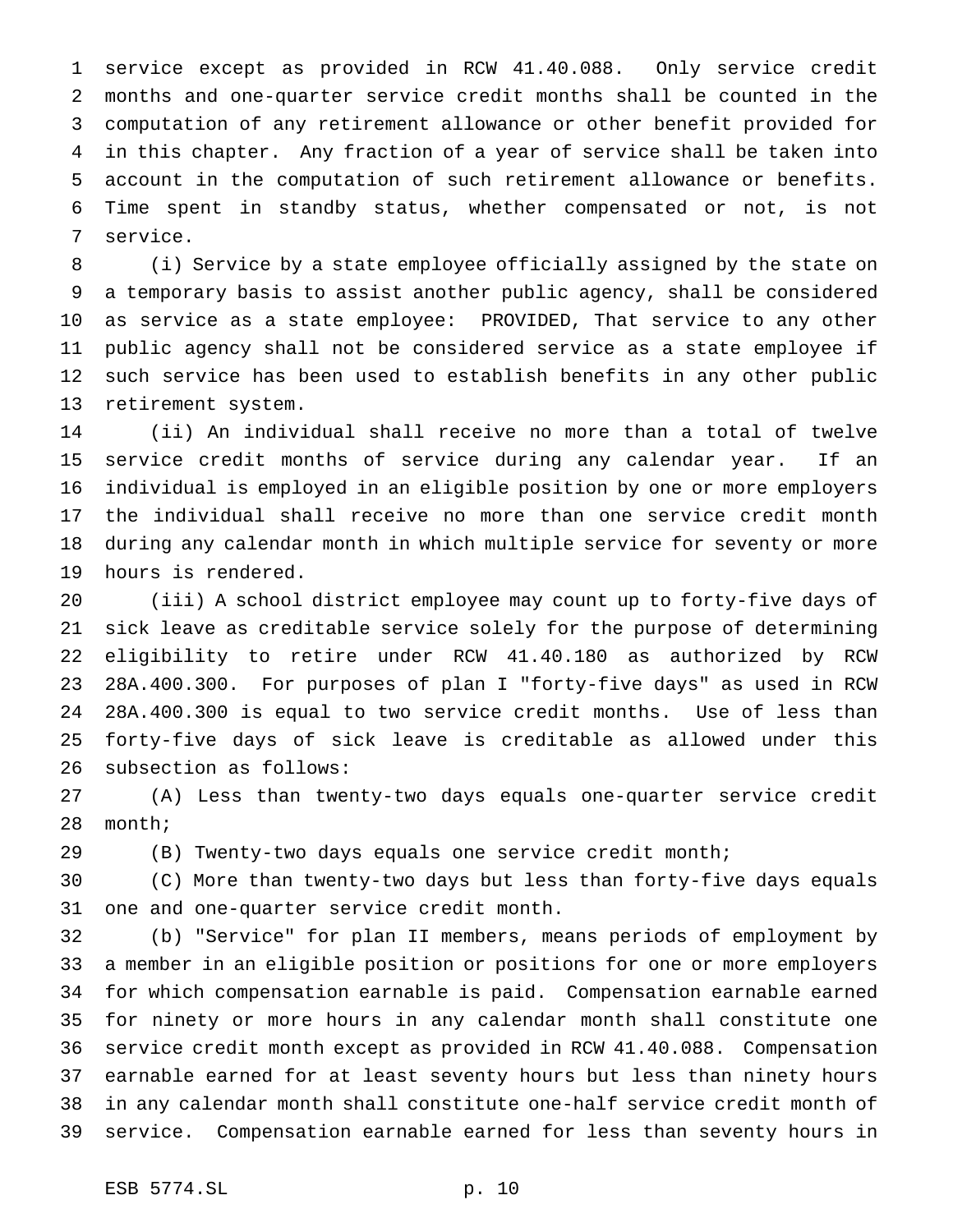service except as provided in RCW 41.40.088. Only service credit months and one-quarter service credit months shall be counted in the computation of any retirement allowance or other benefit provided for in this chapter. Any fraction of a year of service shall be taken into account in the computation of such retirement allowance or benefits. Time spent in standby status, whether compensated or not, is not service.

(i) Service by a state employee officially assigned by the state on a temporary basis to assist another public agency, shall be considered as service as a state employee: PROVIDED, That service to any other public agency shall not be considered service as a state employee if such service has been used to establish benefits in any other public retirement system.

(ii) An individual shall receive no more than a total of twelve service credit months of service during any calendar year. If an individual is employed in an eligible position by one or more employers the individual shall receive no more than one service credit month during any calendar month in which multiple service for seventy or more hours is rendered.

(iii) A school district employee may count up to forty-five days of sick leave as creditable service solely for the purpose of determining eligibility to retire under RCW 41.40.180 as authorized by RCW 28A.400.300. For purposes of plan I "forty-five days" as used in RCW 28A.400.300 is equal to two service credit months. Use of less than forty-five days of sick leave is creditable as allowed under this subsection as follows:

(A) Less than twenty-two days equals one-quarter service credit month;

(B) Twenty-two days equals one service credit month;

(C) More than twenty-two days but less than forty-five days equals one and one-quarter service credit month.

(b) "Service" for plan II members, means periods of employment by a member in an eligible position or positions for one or more employers for which compensation earnable is paid. Compensation earnable earned for ninety or more hours in any calendar month shall constitute one service credit month except as provided in RCW 41.40.088. Compensation earnable earned for at least seventy hours but less than ninety hours in any calendar month shall constitute one-half service credit month of service. Compensation earnable earned for less than seventy hours in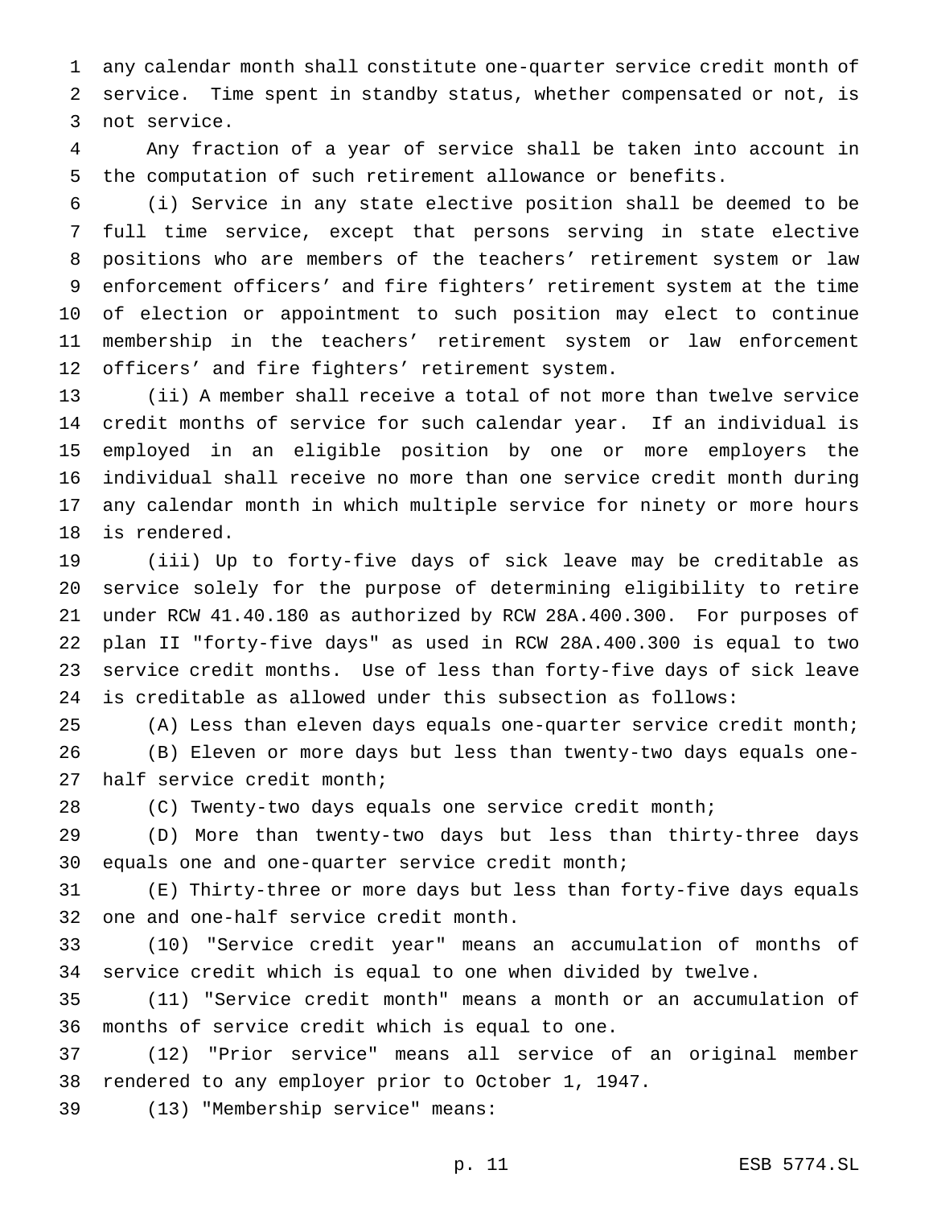any calendar month shall constitute one-quarter service credit month of service. Time spent in standby status, whether compensated or not, is not service.

Any fraction of a year of service shall be taken into account in the computation of such retirement allowance or benefits.

(i) Service in any state elective position shall be deemed to be full time service, except that persons serving in state elective positions who are members of the teachers' retirement system or law enforcement officers' and fire fighters' retirement system at the time of election or appointment to such position may elect to continue membership in the teachers' retirement system or law enforcement officers' and fire fighters' retirement system.

(ii) A member shall receive a total of not more than twelve service credit months of service for such calendar year. If an individual is employed in an eligible position by one or more employers the individual shall receive no more than one service credit month during any calendar month in which multiple service for ninety or more hours is rendered.

(iii) Up to forty-five days of sick leave may be creditable as service solely for the purpose of determining eligibility to retire under RCW 41.40.180 as authorized by RCW 28A.400.300. For purposes of plan II "forty-five days" as used in RCW 28A.400.300 is equal to two service credit months. Use of less than forty-five days of sick leave is creditable as allowed under this subsection as follows:

(A) Less than eleven days equals one-quarter service credit month;

(B) Eleven or more days but less than twenty-two days equals one-half service credit month;

(C) Twenty-two days equals one service credit month;

(D) More than twenty-two days but less than thirty-three days equals one and one-quarter service credit month;

(E) Thirty-three or more days but less than forty-five days equals one and one-half service credit month.

(10) "Service credit year" means an accumulation of months of service credit which is equal to one when divided by twelve.

(11) "Service credit month" means a month or an accumulation of months of service credit which is equal to one.

(12) "Prior service" means all service of an original member rendered to any employer prior to October 1, 1947.

(13) "Membership service" means: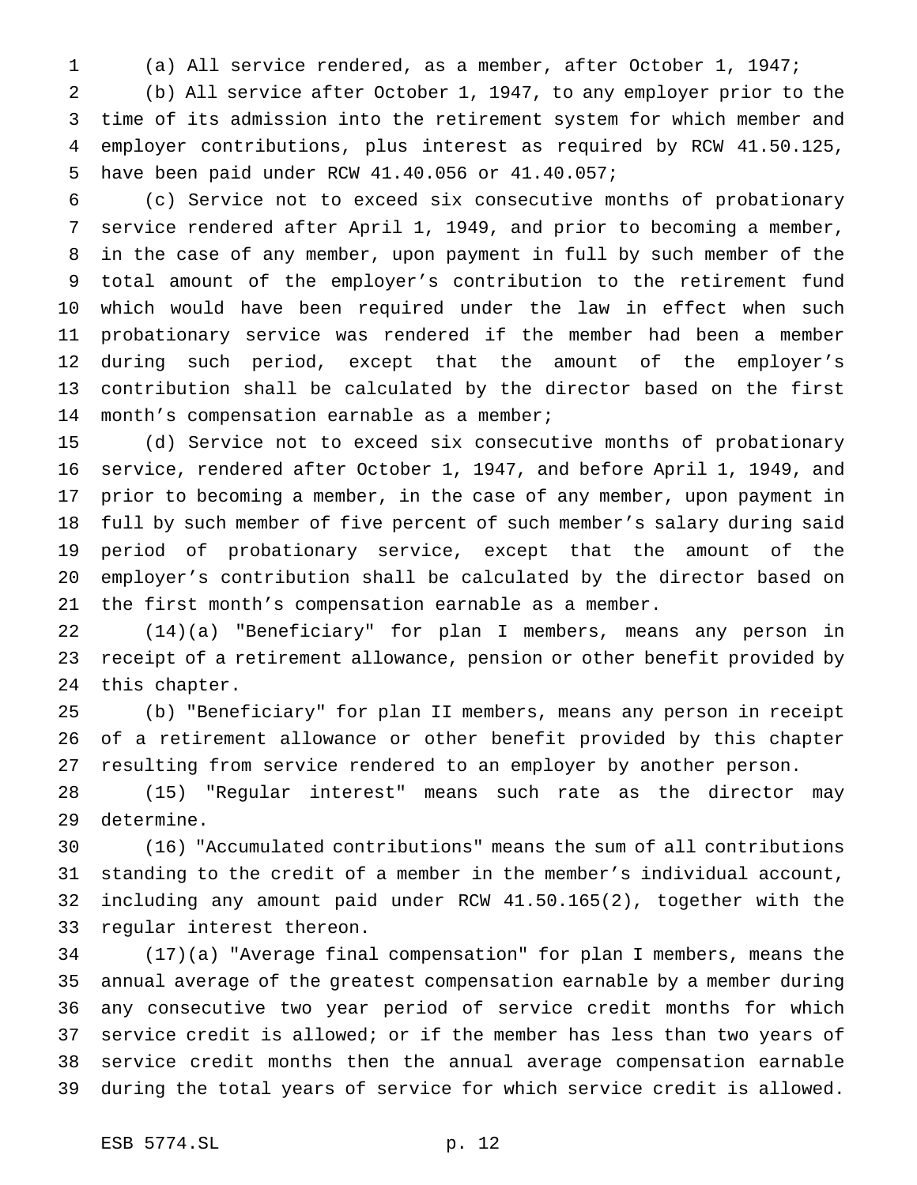(a) All service rendered, as a member, after October 1, 1947;

(b) All service after October 1, 1947, to any employer prior to the time of its admission into the retirement system for which member and employer contributions, plus interest as required by RCW 41.50.125, have been paid under RCW 41.40.056 or 41.40.057;

(c) Service not to exceed six consecutive months of probationary service rendered after April 1, 1949, and prior to becoming a member, in the case of any member, upon payment in full by such member of the total amount of the employer's contribution to the retirement fund which would have been required under the law in effect when such probationary service was rendered if the member had been a member during such period, except that the amount of the employer's contribution shall be calculated by the director based on the first month's compensation earnable as a member;

(d) Service not to exceed six consecutive months of probationary service, rendered after October 1, 1947, and before April 1, 1949, and prior to becoming a member, in the case of any member, upon payment in full by such member of five percent of such member's salary during said period of probationary service, except that the amount of the employer's contribution shall be calculated by the director based on the first month's compensation earnable as a member.

(14)(a) "Beneficiary" for plan I members, means any person in receipt of a retirement allowance, pension or other benefit provided by this chapter.

(b) "Beneficiary" for plan II members, means any person in receipt of a retirement allowance or other benefit provided by this chapter resulting from service rendered to an employer by another person.

(15) "Regular interest" means such rate as the director may determine.

(16) "Accumulated contributions" means the sum of all contributions standing to the credit of a member in the member's individual account, including any amount paid under RCW 41.50.165(2), together with the regular interest thereon.

(17)(a) "Average final compensation" for plan I members, means the annual average of the greatest compensation earnable by a member during any consecutive two year period of service credit months for which service credit is allowed; or if the member has less than two years of service credit months then the annual average compensation earnable during the total years of service for which service credit is allowed.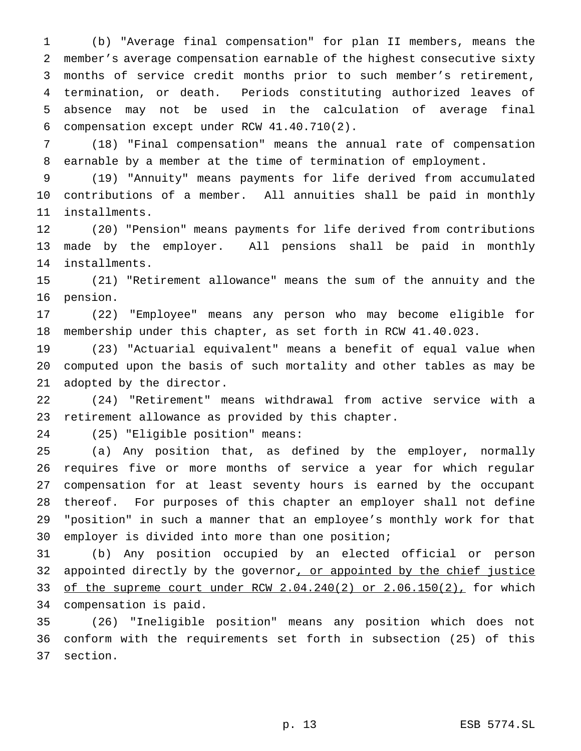(b) "Average final compensation" for plan II members, means the member's average compensation earnable of the highest consecutive sixty months of service credit months prior to such member's retirement, termination, or death. Periods constituting authorized leaves of absence may not be used in the calculation of average final compensation except under RCW 41.40.710(2).

(18) "Final compensation" means the annual rate of compensation earnable by a member at the time of termination of employment.

(19) "Annuity" means payments for life derived from accumulated contributions of a member. All annuities shall be paid in monthly installments.

(20) "Pension" means payments for life derived from contributions made by the employer. All pensions shall be paid in monthly installments.

(21) "Retirement allowance" means the sum of the annuity and the pension.

(22) "Employee" means any person who may become eligible for membership under this chapter, as set forth in RCW 41.40.023.

(23) "Actuarial equivalent" means a benefit of equal value when computed upon the basis of such mortality and other tables as may be adopted by the director.

(24) "Retirement" means withdrawal from active service with a retirement allowance as provided by this chapter.

(25) "Eligible position" means:

(a) Any position that, as defined by the employer, normally requires five or more months of service a year for which regular compensation for at least seventy hours is earned by the occupant thereof. For purposes of this chapter an employer shall not define "position" in such a manner that an employee's monthly work for that employer is divided into more than one position;

(b) Any position occupied by an elected official or person appointed directly by the governor<u>, or appointed by the chief justice of the supreme court under RCW 2.04.240(2) or 2.06.150(2),</u> for which compensation is paid.

(26) "Ineligible position" means any position which does not conform with the requirements set forth in subsection (25) of this section.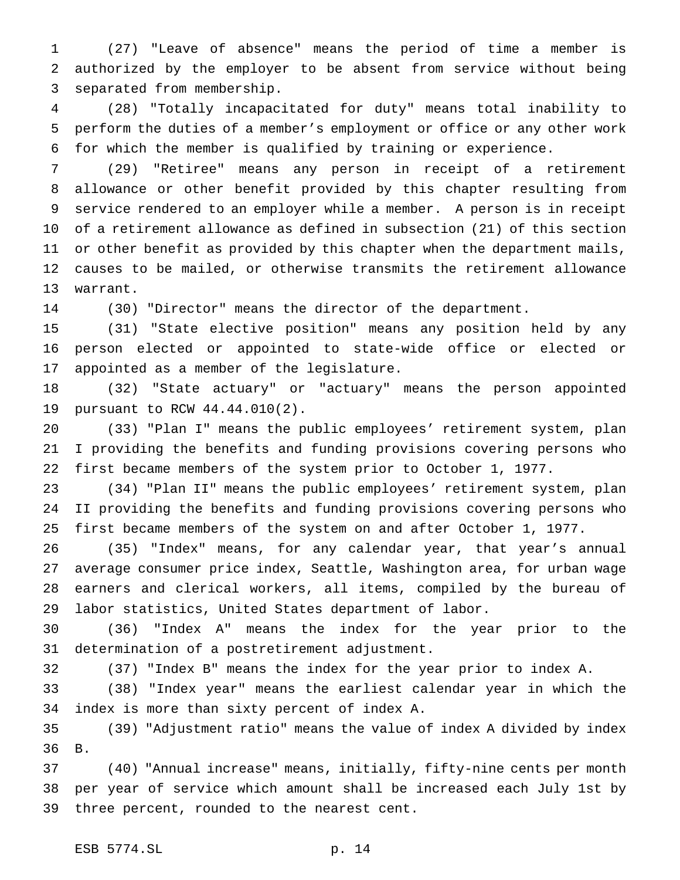(27) "Leave of absence" means the period of time a member is authorized by the employer to be absent from service without being separated from membership.

(28) "Totally incapacitated for duty" means total inability to perform the duties of a member's employment or office or any other work for which the member is qualified by training or experience.

(29) "Retiree" means any person in receipt of a retirement allowance or other benefit provided by this chapter resulting from service rendered to an employer while a member. A person is in receipt of a retirement allowance as defined in subsection (21) of this section or other benefit as provided by this chapter when the department mails, causes to be mailed, or otherwise transmits the retirement allowance warrant.

(30) "Director" means the director of the department.

(31) "State elective position" means any position held by any person elected or appointed to state-wide office or elected or appointed as a member of the legislature.

(32) "State actuary" or "actuary" means the person appointed pursuant to RCW 44.44.010(2).

(33) "Plan I" means the public employees' retirement system, plan I providing the benefits and funding provisions covering persons who first became members of the system prior to October 1, 1977.

(34) "Plan II" means the public employees' retirement system, plan II providing the benefits and funding provisions covering persons who first became members of the system on and after October 1, 1977.

(35) "Index" means, for any calendar year, that year's annual average consumer price index, Seattle, Washington area, for urban wage earners and clerical workers, all items, compiled by the bureau of labor statistics, United States department of labor.

(36) "Index A" means the index for the year prior to the determination of a postretirement adjustment.

(37) "Index B" means the index for the year prior to index A.

(38) "Index year" means the earliest calendar year in which the index is more than sixty percent of index A.

(39) "Adjustment ratio" means the value of index A divided by index B.

(40) "Annual increase" means, initially, fifty-nine cents per month per year of service which amount shall be increased each July 1st by three percent, rounded to the nearest cent.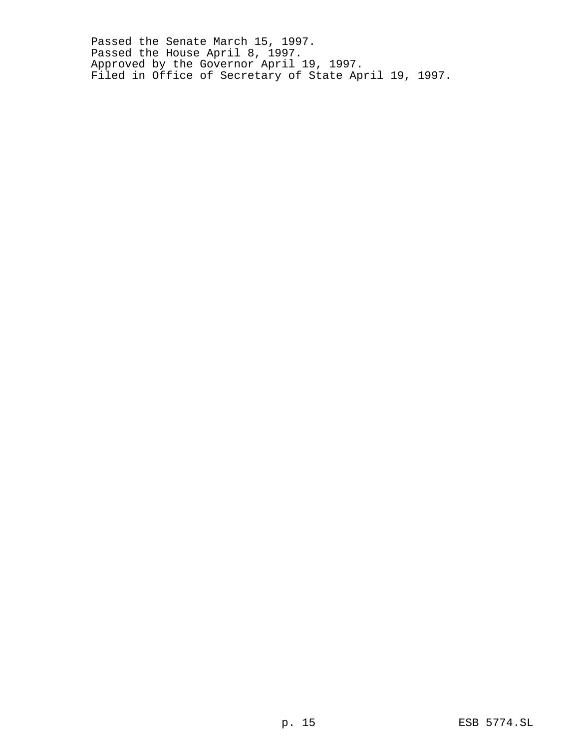Passed the Senate March 15, 1997.
Passed the House April 8, 1997.
Approved by the Governor April 19, 1997.
Filed in Office of Secretary of State April 19, 1997.